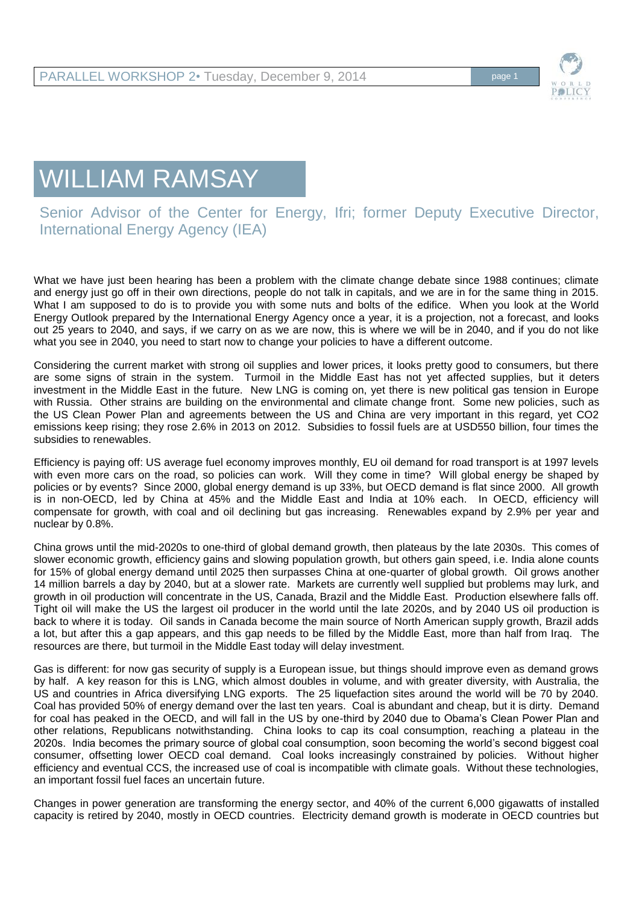# WILLIAM RAMSAY

Senior Advisor of the Center for Energy, Ifri; former Deputy Executive Director, International Energy Agency (IEA)

What we have just been hearing has been a problem with the climate change debate since 1988 continues; climate and energy just go off in their own directions, people do not talk in capitals, and we are in for the same thing in 2015. What I am supposed to do is to provide you with some nuts and bolts of the edifice. When you look at the World Energy Outlook prepared by the International Energy Agency once a year, it is a projection, not a forecast, and looks out 25 years to 2040, and says, if we carry on as we are now, this is where we will be in 2040, and if you do not like what you see in 2040, you need to start now to change your policies to have a different outcome.

Considering the current market with strong oil supplies and lower prices, it looks pretty good to consumers, but there are some signs of strain in the system. Turmoil in the Middle East has not yet affected supplies, but it deters investment in the Middle East in the future. New LNG is coming on, yet there is new political gas tension in Europe with Russia. Other strains are building on the environmental and climate change front. Some new policies, such as the US Clean Power Plan and agreements between the US and China are very important in this regard, yet CO2 emissions keep rising; they rose 2.6% in 2013 on 2012. Subsidies to fossil fuels are at USD550 billion, four times the subsidies to renewables.

Efficiency is paying off: US average fuel economy improves monthly, EU oil demand for road transport is at 1997 levels with even more cars on the road, so policies can work. Will they come in time? Will global energy be shaped by policies or by events? Since 2000, global energy demand is up 33%, but OECD demand is flat since 2000. All growth is in non-OECD, led by China at 45% and the Middle East and India at 10% each. In OECD, efficiency will compensate for growth, with coal and oil declining but gas increasing. Renewables expand by 2.9% per year and nuclear by 0.8%.

China grows until the mid-2020s to one-third of global demand growth, then plateaus by the late 2030s. This comes of slower economic growth, efficiency gains and slowing population growth, but others gain speed, i.e. India alone counts for 15% of global energy demand until 2025 then surpasses China at one-quarter of global growth. Oil grows another 14 million barrels a day by 2040, but at a slower rate. Markets are currently well supplied but problems may lurk, and growth in oil production will concentrate in the US, Canada, Brazil and the Middle East. Production elsewhere falls off. Tight oil will make the US the largest oil producer in the world until the late 2020s, and by 2040 US oil production is back to where it is today. Oil sands in Canada become the main source of North American supply growth, Brazil adds a lot, but after this a gap appears, and this gap needs to be filled by the Middle East, more than half from Iraq. The resources are there, but turmoil in the Middle East today will delay investment.

Gas is different: for now gas security of supply is a European issue, but things should improve even as demand grows by half. A key reason for this is LNG, which almost doubles in volume, and with greater diversity, with Australia, the US and countries in Africa diversifying LNG exports. The 25 liquefaction sites around the world will be 70 by 2040. Coal has provided 50% of energy demand over the last ten years. Coal is abundant and cheap, but it is dirty. Demand for coal has peaked in the OECD, and will fall in the US by one-third by 2040 due to Obama's Clean Power Plan and other relations, Republicans notwithstanding. China looks to cap its coal consumption, reaching a plateau in the 2020s. India becomes the primary source of global coal consumption, soon becoming the world's second biggest coal consumer, offsetting lower OECD coal demand. Coal looks increasingly constrained by policies. Without higher efficiency and eventual CCS, the increased use of coal is incompatible with climate goals. Without these technologies, an important fossil fuel faces an uncertain future.

Changes in power generation are transforming the energy sector, and 40% of the current 6,000 gigawatts of installed capacity is retired by 2040, mostly in OECD countries. Electricity demand growth is moderate in OECD countries but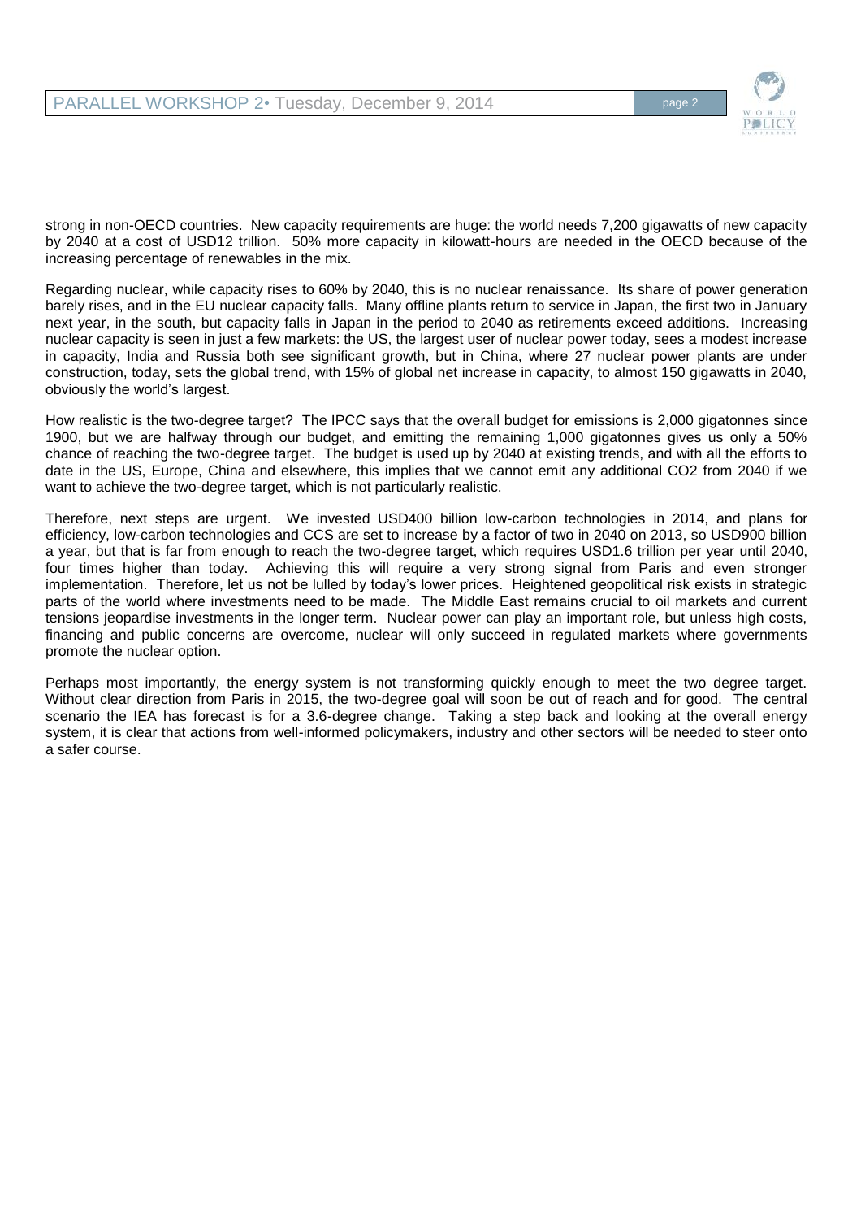strong in non-OECD countries. New capacity requirements are huge: the world needs 7,200 gigawatts of new capacity by 2040 at a cost of USD12 trillion. 50% more capacity in kilowatt-hours are needed in the OECD because of the increasing percentage of renewables in the mix.

Regarding nuclear, while capacity rises to 60% by 2040, this is no nuclear renaissance. Its share of power generation barely rises, and in the EU nuclear capacity falls. Many offline plants return to service in Japan, the first two in January next year, in the south, but capacity falls in Japan in the period to 2040 as retirements exceed additions. Increasing nuclear capacity is seen in just a few markets: the US, the largest user of nuclear power today, sees a modest increase in capacity, India and Russia both see significant growth, but in China, where 27 nuclear power plants are under construction, today, sets the global trend, with 15% of global net increase in capacity, to almost 150 gigawatts in 2040, obviously the world's largest.

How realistic is the two-degree target? The IPCC says that the overall budget for emissions is 2,000 gigatonnes since 1900, but we are halfway through our budget, and emitting the remaining 1,000 gigatonnes gives us only a 50% chance of reaching the two-degree target. The budget is used up by 2040 at existing trends, and with all the efforts to date in the US, Europe, China and elsewhere, this implies that we cannot emit any additional CO2 from 2040 if we want to achieve the two-degree target, which is not particularly realistic.

Therefore, next steps are urgent. We invested USD400 billion low-carbon technologies in 2014, and plans for efficiency, low-carbon technologies and CCS are set to increase by a factor of two in 2040 on 2013, so USD900 billion a year, but that is far from enough to reach the two-degree target, which requires USD1.6 trillion per year until 2040, four times higher than today. Achieving this will require a very strong signal from Paris and even stronger implementation. Therefore, let us not be lulled by today's lower prices. Heightened geopolitical risk exists in strategic parts of the world where investments need to be made. The Middle East remains crucial to oil markets and current tensions jeopardise investments in the longer term. Nuclear power can play an important role, but unless high costs, financing and public concerns are overcome, nuclear will only succeed in regulated markets where governments promote the nuclear option.

Perhaps most importantly, the energy system is not transforming quickly enough to meet the two degree target. Without clear direction from Paris in 2015, the two-degree goal will soon be out of reach and for good. The central scenario the IEA has forecast is for a 3.6-degree change. Taking a step back and looking at the overall energy system, it is clear that actions from well-informed policymakers, industry and other sectors will be needed to steer onto a safer course.